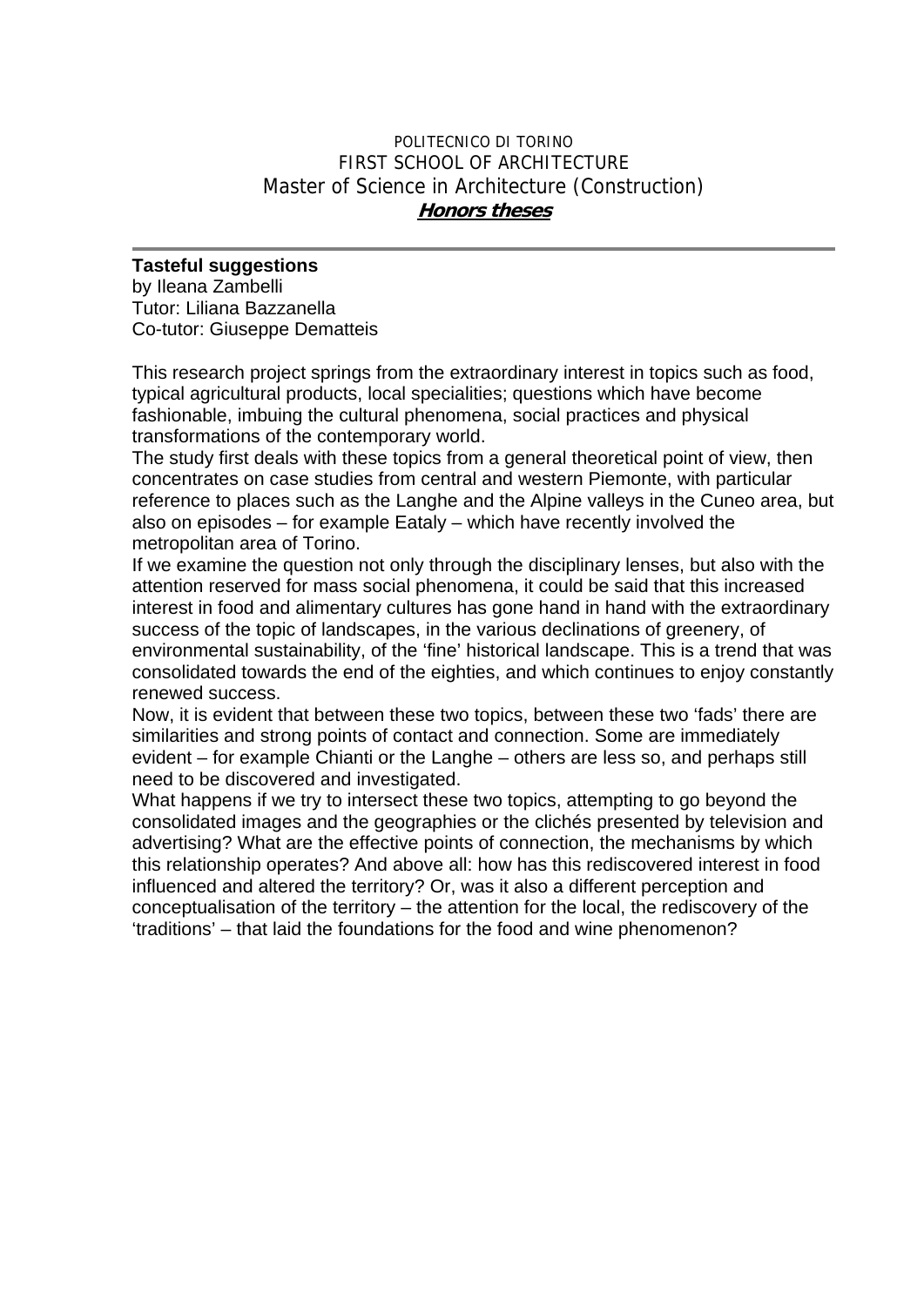POLITECNICO DI TORINO
FIRST SCHOOL OF ARCHITECTURE
Master of Science in Architecture (Construction)
***Honors theses***

---

**Tasteful suggestions**
by Ileana Zambelli
Tutor: Liliana Bazzanella
Co-tutor: Giuseppe Dematteis

This research project springs from the extraordinary interest in topics such as food, typical agricultural products, local specialities; questions which have become fashionable, imbuing the cultural phenomena, social practices and physical transformations of the contemporary world.
The study first deals with these topics from a general theoretical point of view, then concentrates on case studies from central and western Piemonte, with particular reference to places such as the Langhe and the Alpine valleys in the Cuneo area, but also on episodes – for example Eataly – which have recently involved the metropolitan area of Torino.
If we examine the question not only through the disciplinary lenses, but also with the attention reserved for mass social phenomena, it could be said that this increased interest in food and alimentary cultures has gone hand in hand with the extraordinary success of the topic of landscapes, in the various declinations of greenery, of environmental sustainability, of the 'fine' historical landscape. This is a trend that was consolidated towards the end of the eighties, and which continues to enjoy constantly renewed success.
Now, it is evident that between these two topics, between these two 'fads' there are similarities and strong points of contact and connection. Some are immediately evident – for example Chianti or the Langhe – others are less so, and perhaps still need to be discovered and investigated.
What happens if we try to intersect these two topics, attempting to go beyond the consolidated images and the geographies or the clichés presented by television and advertising? What are the effective points of connection, the mechanisms by which this relationship operates? And above all: how has this rediscovered interest in food influenced and altered the territory? Or, was it also a different perception and conceptualisation of the territory – the attention for the local, the rediscovery of the 'traditions' – that laid the foundations for the food and wine phenomenon?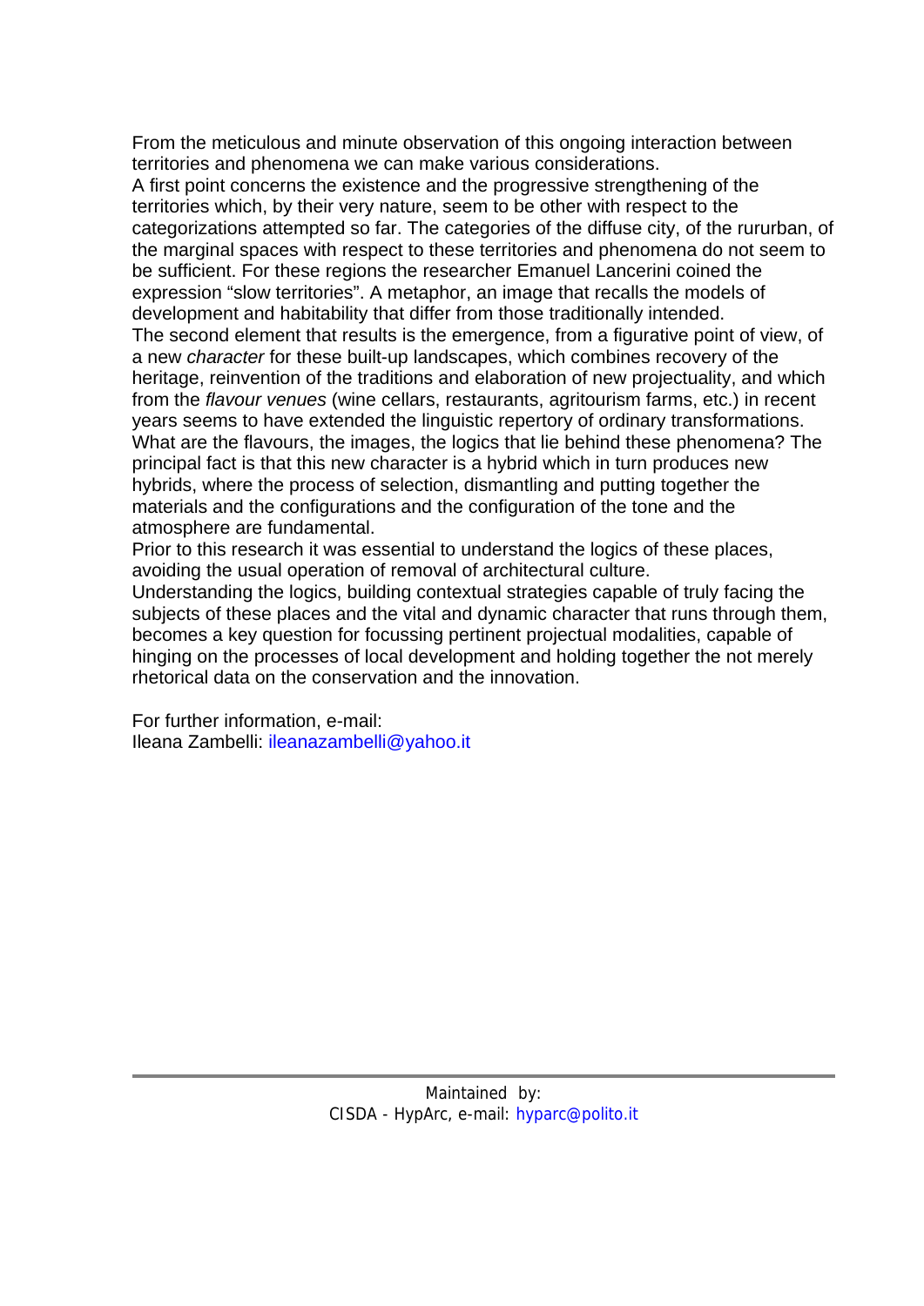From the meticulous and minute observation of this ongoing interaction between territories and phenomena we can make various considerations.

A first point concerns the existence and the progressive strengthening of the territories which, by their very nature, seem to be other with respect to the categorizations attempted so far. The categories of the diffuse city, of the rururban, of the marginal spaces with respect to these territories and phenomena do not seem to be sufficient. For these regions the researcher Emanuel Lancerini coined the expression "slow territories". A metaphor, an image that recalls the models of development and habitability that differ from those traditionally intended.

The second element that results is the emergence, from a figurative point of view, of a new *character* for these built-up landscapes, which combines recovery of the heritage, reinvention of the traditions and elaboration of new projectuality, and which from the *flavour venues* (wine cellars, restaurants, agritourism farms, etc.) in recent years seems to have extended the linguistic repertory of ordinary transformations.

What are the flavours, the images, the logics that lie behind these phenomena? The principal fact is that this new character is a hybrid which in turn produces new hybrids, where the process of selection, dismantling and putting together the materials and the configurations and the configuration of the tone and the atmosphere are fundamental.

Prior to this research it was essential to understand the logics of these places, avoiding the usual operation of removal of architectural culture.

Understanding the logics, building contextual strategies capable of truly facing the subjects of these places and the vital and dynamic character that runs through them, becomes a key question for focussing pertinent projectual modalities, capable of hinging on the processes of local development and holding together the not merely rhetorical data on the conservation and the innovation.

For further information, e-mail:
Ileana Zambelli: ileanazambelli@yahoo.it

---

Maintained by:
CISDA - HypArc, e-mail: hyparc@polito.it